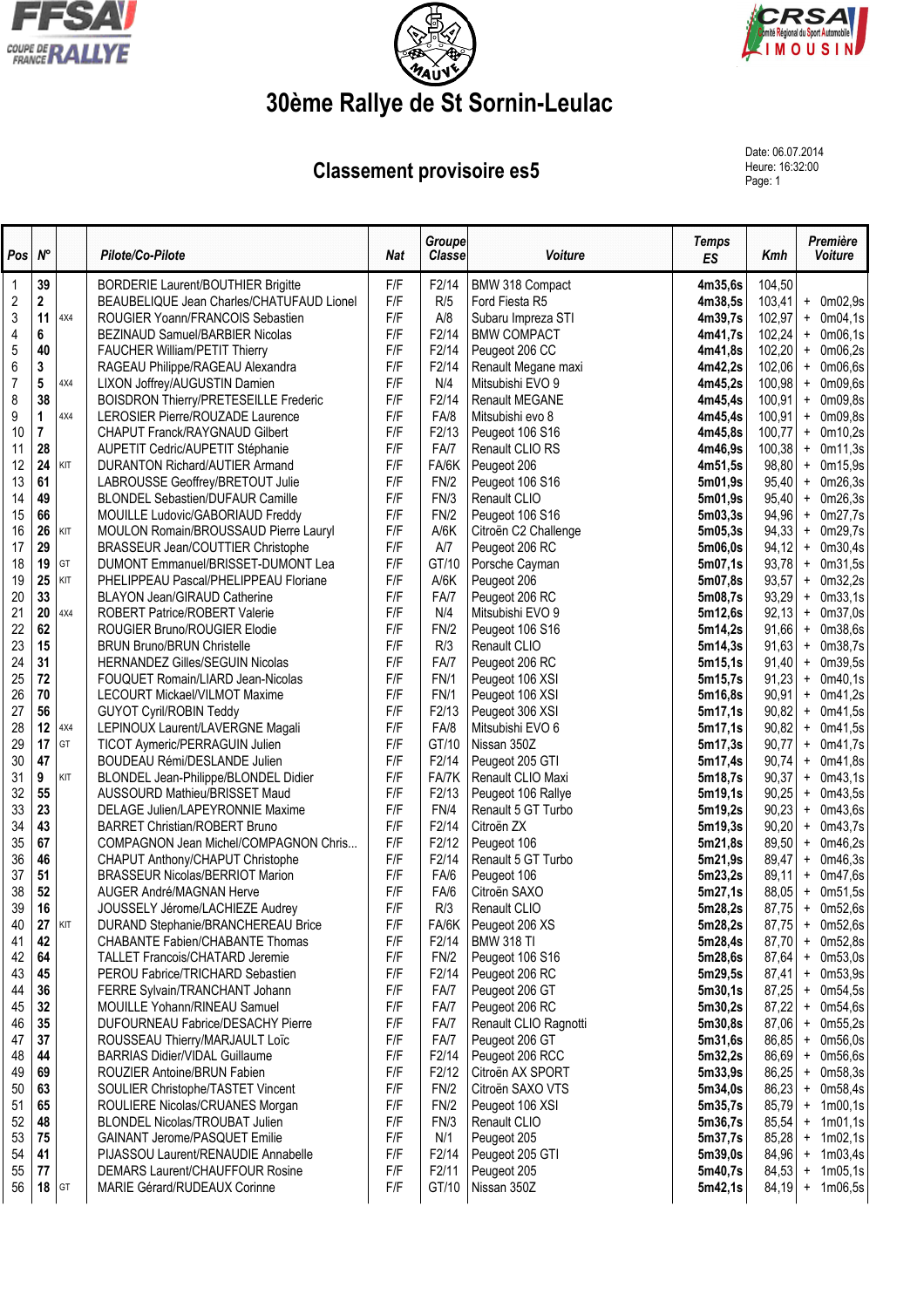# 30ème Rallye de St Sornin-Leulac

## Classement provisoire es5

Date: 06.07.2014
Heure: 16:32:00

| Pos | N° | | Pilote/Co-Pilote | Nat | Groupe Classe | Voiture | Temps ES | Kmh | Première Voiture |
|---|---|---|---|---|---|---|---|---|---|
| 1 | 39 | | BORDERIE Laurent/BOUTHIER Brigitte | F/F | F2/14 | BMW 318 Compact | 4m35,6s | 104,50 | |
| 2 | 2 | | BEAUBELIQUE Jean Charles/CHATUFAUD Lionel | F/F | R/5 | Ford Fiesta R5 | 4m38,5s | 103,41 | + 0m02,9s |
| 3 | 11 | 4X4 | ROUGIER Yoann/FRANCOIS Sebastien | F/F | A/8 | Subaru Impreza STI | 4m39,7s | 102,97 | + 0m04,1s |
| 4 | 6 | | BEZINAUD Samuel/BARBIER Nicolas | F/F | F2/14 | BMW COMPACT | 4m41,7s | 102,24 | + 0m06,1s |
| 5 | 40 | | FAUCHER William/PETIT Thierry | F/F | F2/14 | Peugeot 206 CC | 4m41,8s | 102,20 | + 0m06,2s |
| 6 | 3 | | RAGEAU Philippe/RAGEAU Alexandra | F/F | F2/14 | Renault Megane maxi | 4m42,2s | 102,06 | + 0m06,6s |
| 7 | 5 | 4X4 | LIXON Joffrey/AUGUSTIN Damien | F/F | N/4 | Mitsubishi EVO 9 | 4m45,2s | 100,98 | + 0m09,6s |
| 8 | 38 | | BOISDRON Thierry/PRETESEILLE Frederic | F/F | F2/14 | Renault MEGANE | 4m45,4s | 100,91 | + 0m09,8s |
| 9 | 1 | 4X4 | LEROSIER Pierre/ROUZADE Laurence | F/F | FA/8 | Mitsubishi evo 8 | 4m45,4s | 100,91 | + 0m09,8s |
| 10 | 7 | | CHAPUT Franck/RAYGNAUD Gilbert | F/F | F2/13 | Peugeot 106 S16 | 4m45,8s | 100,77 | + 0m10,2s |
| 11 | 28 | | AUPETIT Cedric/AUPETIT Stéphanie | F/F | FA/7 | Renault CLIO RS | 4m46,9s | 100,38 | + 0m11,3s |
| 12 | 24 | KIT | DURANTON Richard/AUTIER Armand | F/F | FA/6K | Peugeot 206 | 4m51,5s | 98,80 | + 0m15,9s |
| 13 | 61 | | LABROUSSE Geoffrey/BRETOUT Julie | F/F | FN/2 | Peugeot 106 S16 | 5m01,9s | 95,40 | + 0m26,3s |
| 14 | 49 | | BLONDEL Sebastien/DUFAUR Camille | F/F | FN/3 | Renault CLIO | 5m01,9s | 95,40 | + 0m26,3s |
| 15 | 66 | | MOUILLE Ludovic/GABORIAUD Freddy | F/F | FN/2 | Peugeot 106 S16 | 5m03,3s | 94,96 | + 0m27,7s |
| 16 | 26 | KIT | MOULON Romain/BROUSSAUD Pierre Lauryl | F/F | A/6K | Citroën C2 Challenge | 5m05,3s | 94,33 | + 0m29,7s |
| 17 | 29 | | BRASSEUR Jean/COUTTIER Christophe | F/F | A/7 | Peugeot 206 RC | 5m06,0s | 94,12 | + 0m30,4s |
| 18 | 19 | GT | DUMONT Emmanuel/BRISSET-DUMONT Lea | F/F | GT/10 | Porsche Cayman | 5m07,1s | 93,78 | + 0m31,5s |
| 19 | 25 | KIT | PHELIPPEAU Pascal/PHELIPPEAU Floriane | F/F | A/6K | Peugeot 206 | 5m07,8s | 93,57 | + 0m32,2s |
| 20 | 33 | | BLAYON Jean/GIRAUD Catherine | F/F | FA/7 | Peugeot 206 RC | 5m08,7s | 93,29 | + 0m33,1s |
| 21 | 20 | 4X4 | ROBERT Patrice/ROBERT Valerie | F/F | N/4 | Mitsubishi EVO 9 | 5m12,6s | 92,13 | + 0m37,0s |
| 22 | 62 | | ROUGIER Bruno/ROUGIER Elodie | F/F | FN/2 | Peugeot 106 S16 | 5m14,2s | 91,66 | + 0m38,6s |
| 23 | 15 | | BRUN Bruno/BRUN Christelle | F/F | R/3 | Renault CLIO | 5m14,3s | 91,63 | + 0m38,7s |
| 24 | 31 | | HERNANDEZ Gilles/SEGUIN Nicolas | F/F | FA/7 | Peugeot 206 RC | 5m15,1s | 91,40 | + 0m39,5s |
| 25 | 72 | | FOUQUET Romain/LIARD Jean-Nicolas | F/F | FN/1 | Peugeot 106 XSI | 5m15,7s | 91,23 | + 0m40,1s |
| 26 | 70 | | LECOURT Mickael/VILMOT Maxime | F/F | FN/1 | Peugeot 106 XSI | 5m16,8s | 90,91 | + 0m41,2s |
| 27 | 56 | | GUYOT Cyril/ROBIN Teddy | F/F | F2/13 | Peugeot 306 XSI | 5m17,1s | 90,82 | + 0m41,5s |
| 28 | 12 | 4X4 | LEPINOUX Laurent/LAVERGNE Magali | F/F | FA/8 | Mitsubishi EVO 6 | 5m17,1s | 90,82 | + 0m41,5s |
| 29 | 17 | GT | TICOT Aymeric/PERRAGUIN Julien | F/F | GT/10 | Nissan 350Z | 5m17,3s | 90,77 | + 0m41,7s |
| 30 | 47 | | BOUDEAU Rémi/DESLANDE Julien | F/F | F2/14 | Peugeot 205 GTI | 5m17,4s | 90,74 | + 0m41,8s |
| 31 | 9 | KIT | BLONDEL Jean-Philippe/BLONDEL Didier | F/F | FA/7K | Renault CLIO Maxi | 5m18,7s | 90,37 | + 0m43,1s |
| 32 | 55 | | AUSSOURD Mathieu/BRISSET Maud | F/F | F2/13 | Peugeot 106 Rallye | 5m19,1s | 90,25 | + 0m43,5s |
| 33 | 23 | | DELAGE Julien/LAPEYRONNIE Maxime | F/F | FN/4 | Renault 5 GT Turbo | 5m19,2s | 90,23 | + 0m43,6s |
| 34 | 43 | | BARRET Christian/ROBERT Bruno | F/F | F2/14 | Citroën ZX | 5m19,3s | 90,20 | + 0m43,7s |
| 35 | 67 | | COMPAGNON Jean Michel/COMPAGNON Chris... | F/F | F2/12 | Peugeot 106 | 5m21,8s | 89,50 | + 0m46,2s |
| 36 | 46 | | CHAPUT Anthony/CHAPUT Christophe | F/F | F2/14 | Renault 5 GT Turbo | 5m21,9s | 89,47 | + 0m46,3s |
| 37 | 51 | | BRASSEUR Nicolas/BERRIOT Marion | F/F | FA/6 | Peugeot 106 | 5m23,2s | 89,11 | + 0m47,6s |
| 38 | 52 | | AUGER André/MAGNAN Herve | F/F | FA/6 | Citroën SAXO | 5m27,1s | 88,05 | + 0m51,5s |
| 39 | 16 | | JOUSSELY Jérome/LACHIEZE Audrey | F/F | R/3 | Renault CLIO | 5m28,2s | 87,75 | + 0m52,6s |
| 40 | 27 | KIT | DURAND Stephanie/BRANCHEREAU Brice | F/F | FA/6K | Peugeot 206 XS | 5m28,2s | 87,75 | + 0m52,6s |
| 41 | 42 | | CHABANTE Fabien/CHABANTE Thomas | F/F | F2/14 | BMW 318 TI | 5m28,4s | 87,70 | + 0m52,8s |
| 42 | 64 | | TALLET Francois/CHATARD Jeremie | F/F | FN/2 | Peugeot 106 S16 | 5m28,6s | 87,64 | + 0m53,0s |
| 43 | 45 | | PEROU Fabrice/TRICHARD Sebastien | F/F | F2/14 | Peugeot 206 RC | 5m29,5s | 87,41 | + 0m53,9s |
| 44 | 36 | | FERRE Sylvain/TRANCHANT Johann | F/F | FA/7 | Peugeot 206 GT | 5m30,1s | 87,25 | + 0m54,5s |
| 45 | 32 | | MOUILLE Yohann/RINEAU Samuel | F/F | FA/7 | Peugeot 206 RC | 5m30,2s | 87,22 | + 0m54,6s |
| 46 | 35 | | DUFOURNEAU Fabrice/DESACHY Pierre | F/F | FA/7 | Renault CLIO Ragnotti | 5m30,8s | 87,06 | + 0m55,2s |
| 47 | 37 | | ROUSSEAU Thierry/MARJAULT Loïc | F/F | FA/7 | Peugeot 206 GT | 5m31,6s | 86,85 | + 0m56,0s |
| 48 | 44 | | BARRIAS Didier/VIDAL Guillaume | F/F | F2/14 | Peugeot 206 RCC | 5m32,2s | 86,69 | + 0m56,6s |
| 49 | 69 | | ROUZIER Antoine/BRUN Fabien | F/F | F2/12 | Citroën AX SPORT | 5m33,9s | 86,25 | + 0m58,3s |
| 50 | 63 | | SOULIER Christophe/TASTET Vincent | F/F | FN/2 | Citroën SAXO VTS | 5m34,0s | 86,23 | + 0m58,4s |
| 51 | 65 | | ROULIERE Nicolas/CRUANES Morgan | F/F | FN/2 | Peugeot 106 XSI | 5m35,7s | 85,79 | + 1m00,1s |
| 52 | 48 | | BLONDEL Nicolas/TROUBAT Julien | F/F | FN/3 | Renault CLIO | 5m36,7s | 85,54 | + 1m01,1s |
| 53 | 75 | | GAINANT Jerome/PASQUET Emilie | F/F | N/1 | Peugeot 205 | 5m37,7s | 85,28 | + 1m02,1s |
| 54 | 41 | | PIJASSOU Laurent/RENAUDIE Annabelle | F/F | F2/14 | Peugeot 205 GTI | 5m39,0s | 84,96 | + 1m03,4s |
| 55 | 77 | | DEMARS Laurent/CHAUFFOUR Rosine | F/F | F2/11 | Peugeot 205 | 5m40,7s | 84,53 | + 1m05,1s |
| 56 | 18 | GT | MARIE Gérard/RUDEAUX Corinne | F/F | GT/10 | Nissan 350Z | 5m42,1s | 84,19 | + 1m06,5s |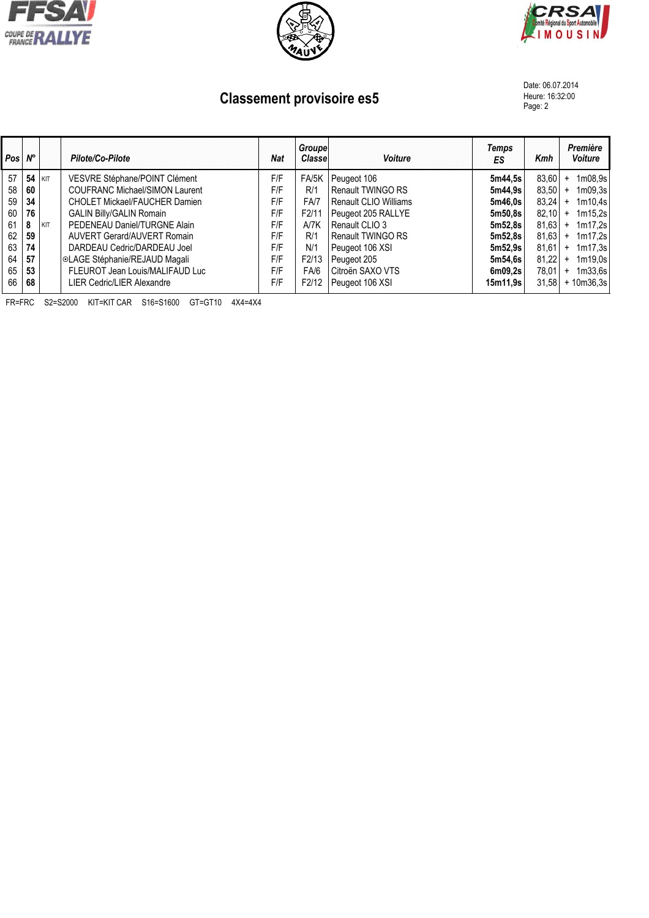# Classement provisoire es5

Date: 06.07.2014
Heure: 16:32:00

| Pos | N° | | Pilote/Co-Pilote | Nat | Groupe Classe | Voiture | Temps ES | Kmh | Première Voiture |
|---|---|---|---|---|---|---|---|---|---|
| 57 | 54 | KIT | VESVRE Stéphane/POINT Clément | F/F | FA/5K | Peugeot 106 | 5m44,5s | 83,60 | + 1m08,9s |
| 58 | 60 | | COUFRANC Michael/SIMON Laurent | F/F | R/1 | Renault TWINGO RS | 5m44,9s | 83,50 | + 1m09,3s |
| 59 | 34 | | CHOLET Mickael/FAUCHER Damien | F/F | FA/7 | Renault CLIO Williams | 5m46,0s | 83,24 | + 1m10,4s |
| 60 | 76 | | GALIN Billy/GALIN Romain | F/F | F2/11 | Peugeot 205 RALLYE | 5m50,8s | 82,10 | + 1m15,2s |
| 61 | 8 | KIT | PEDENEAU Daniel/TURGNE Alain | F/F | A/7K | Renault CLIO 3 | 5m52,8s | 81,63 | + 1m17,2s |
| 62 | 59 | | AUVERT Gerard/AUVERT Romain | F/F | R/1 | Renault TWINGO RS | 5m52,8s | 81,63 | + 1m17,2s |
| 63 | 74 | | DARDEAU Cedric/DARDEAU Joel | F/F | N/1 | Peugeot 106 XSI | 5m52,9s | 81,61 | + 1m17,3s |
| 64 | 57 | | ⊙LAGE Stéphanie/REJAUD Magali | F/F | F2/13 | Peugeot 205 | 5m54,6s | 81,22 | + 1m19,0s |
| 65 | 53 | | FLEUROT Jean Louis/MALIFAUD Luc | F/F | FA/6 | Citroën SAXO VTS | 6m09,2s | 78,01 | + 1m33,6s |
| 66 | 68 | | LIER Cedric/LIER Alexandre | F/F | F2/12 | Peugeot 106 XSI | 15m11,9s | 31,58 | + 10m36,3s |

FR=FRC S2=S2000 KIT=KIT CAR S16=S1600 GT=GT10 4X4=4X4